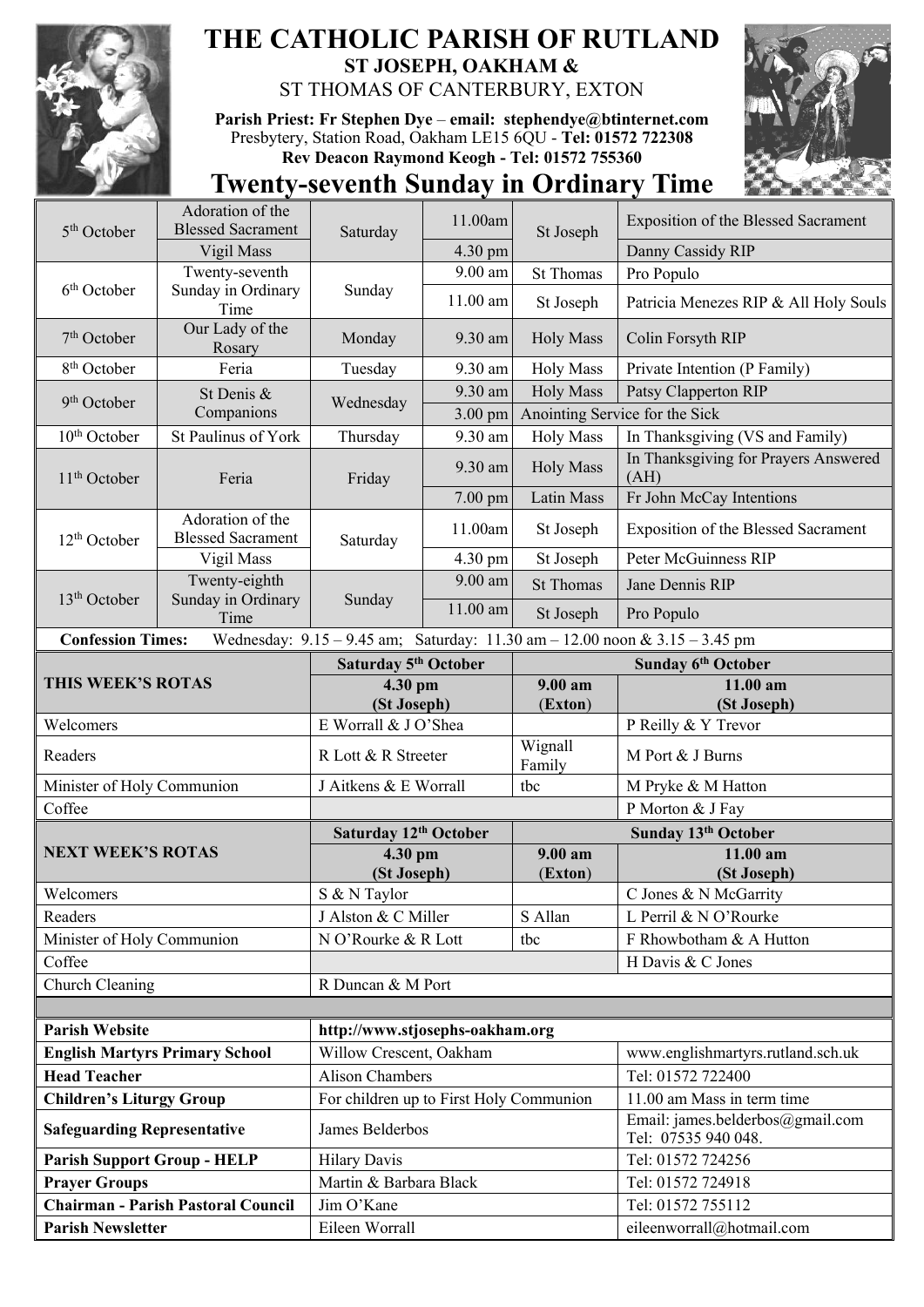# THE CATHOLIC PARISH OF RUTLAND

**ST JOSEPH, OAKHAM &**

ST THOMAS OF CANTERBURY, EXTON

**Parish Priest: Fr Stephen Dye – email: stephendye@btinternet.com**
Presbytery, Station Road, Oakham LE15 6QU - **Tel: 01572 722308**
**Rev Deacon Raymond Keogh - Tel: 01572 755360**

## Twenty-seventh Sunday in Ordinary Time

| Date | Feast | Day | Time | Place | Intention |
|---|---|---|---|---|---|
| 5th October | Adoration of the Blessed Sacrament | Saturday | 11.00am | St Joseph | Exposition of the Blessed Sacrament |
| | Vigil Mass | | 4.30 pm | | Danny Cassidy RIP |
| 6th October | Twenty-seventh Sunday in Ordinary Time | Sunday | 9.00 am | St Thomas | Pro Populo |
| | | | 11.00 am | St Joseph | Patricia Menezes RIP & All Holy Souls |
| 7th October | Our Lady of the Rosary | Monday | 9.30 am | Holy Mass | Colin Forsyth RIP |
| 8th October | Feria | Tuesday | 9.30 am | Holy Mass | Private Intention (P Family) |
| 9th October | St Denis & Companions | Wednesday | 9.30 am | Holy Mass | Patsy Clapperton RIP |
| | | | 3.00 pm | Anointing Service for the Sick | |
| 10th October | St Paulinus of York | Thursday | 9.30 am | Holy Mass | In Thanksgiving (VS and Family) |
| 11th October | Feria | Friday | 9.30 am | Holy Mass | In Thanksgiving for Prayers Answered (AH) |
| | | | 7.00 pm | Latin Mass | Fr John McCay Intentions |
| 12th October | Adoration of the Blessed Sacrament | Saturday | 11.00am | St Joseph | Exposition of the Blessed Sacrament |
| | Vigil Mass | | 4.30 pm | St Joseph | Peter McGuinness RIP |
| 13th October | Twenty-eighth Sunday in Ordinary Time | Sunday | 9.00 am | St Thomas | Jane Dennis RIP |
| | | | 11.00 am | St Joseph | Pro Populo |

**Confession Times:** Wednesday: 9.15 – 9.45 am; Saturday: 11.30 am – 12.00 noon & 3.15 – 3.45 pm

| **THIS WEEK'S ROTAS** | **Saturday 5th October** | **Sunday 6th October** | |
|---|---|---|---|
| | **4.30 pm (St Joseph)** | **9.00 am (Exton)** | **11.00 am (St Joseph)** |
| Welcomers | E Worrall & J O'Shea | | P Reilly & Y Trevor |
| Readers | R Lott & R Streeter | Wignall Family | M Port & J Burns |
| Minister of Holy Communion | J Aitkens & E Worrall | tbc | M Pryke & M Hatton |
| Coffee | | | P Morton & J Fay |

| **NEXT WEEK'S ROTAS** | **Saturday 12th October** | **Sunday 13th October** | |
|---|---|---|---|
| | **4.30 pm (St Joseph)** | **9.00 am (Exton)** | **11.00 am (St Joseph)** |
| Welcomers | S & N Taylor | | C Jones & N McGarrity |
| Readers | J Alston & C Miller | S Allan | L Perril & N O'Rourke |
| Minister of Holy Communion | N O'Rourke & R Lott | tbc | F Rhowbotham & A Hutton |
| Coffee | | | H Davis & C Jones |
| Church Cleaning | R Duncan & M Port | | |

| | | |
|---|---|---|
| **Parish Website** | **http://www.stjosephs-oakham.org** | |
| **English Martyrs Primary School** | Willow Crescent, Oakham | www.englishmartyrs.rutland.sch.uk |
| **Head Teacher** | Alison Chambers | Tel: 01572 722400 |
| **Children's Liturgy Group** | For children up to First Holy Communion | 11.00 am Mass in term time |
| **Safeguarding Representative** | James Belderbos | Email: james.belderbos@gmail.com Tel: 07535 940 048. |
| **Parish Support Group - HELP** | Hilary Davis | Tel: 01572 724256 |
| **Prayer Groups** | Martin & Barbara Black | Tel: 01572 724918 |
| **Chairman - Parish Pastoral Council** | Jim O'Kane | Tel: 01572 755112 |
| **Parish Newsletter** | Eileen Worrall | eileenworrall@hotmail.com |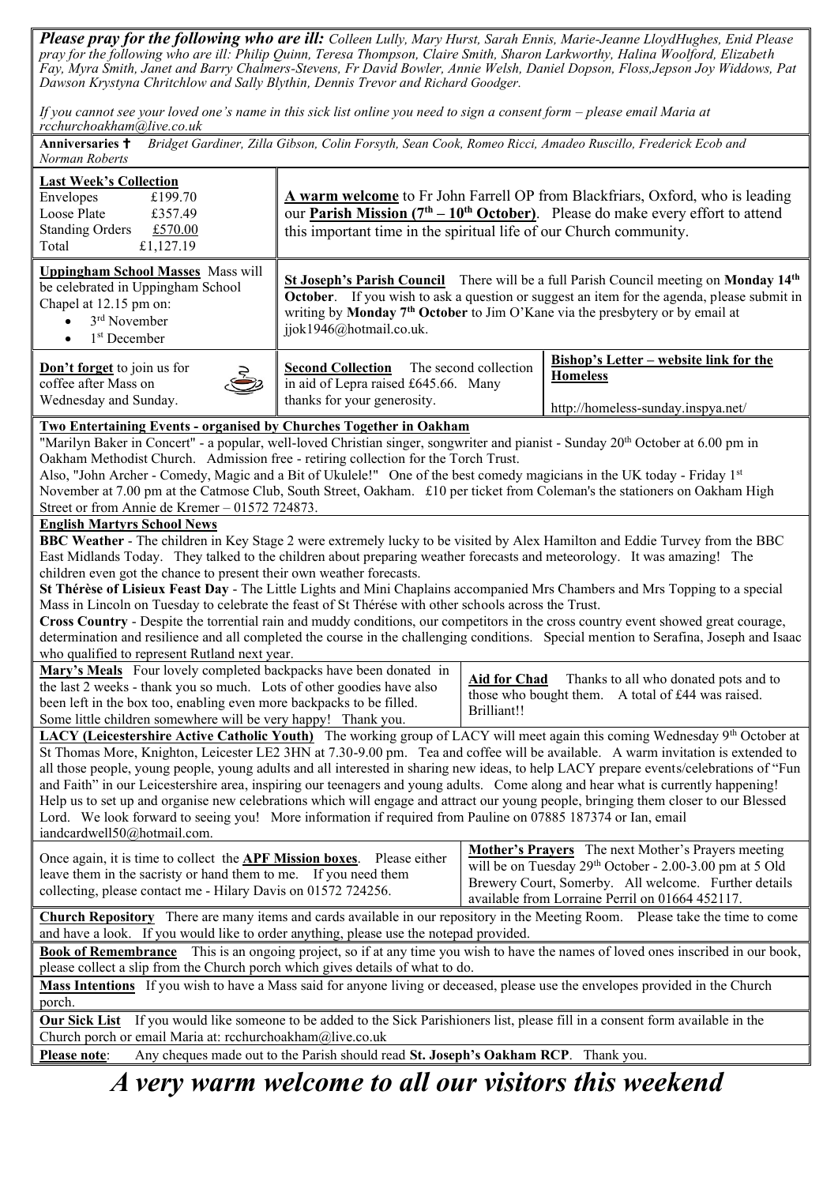***Please pray for the following who are ill:*** *Colleen Lully, Mary Hurst, Sarah Ennis, Marie-Jeanne LloydHughes, Enid Please pray for the following who are ill: Philip Quinn, Teresa Thompson, Claire Smith, Sharon Larkworthy, Halina Woolford, Elizabeth Fay, Myra Smith, Janet and Barry Chalmers-Stevens, Fr David Bowler, Annie Welsh, Daniel Dopson, Floss,Jepson Joy Widdows, Pat Dawson Krystyna Chritchlow and Sally Blythin, Dennis Trevor and Richard Goodger.*

*If you cannot see your loved one's name in this sick list online you need to sign a consent form – please email Maria at rcchurchoakham@live.co.uk*

**Anniversaries ✝** *Bridget Gardiner, Zilla Gibson, Colin Forsyth, Sean Cook, Romeo Ricci, Amadeo Ruscillo, Frederick Ecob and Norman Roberts*

**Last Week's Collection**

| | |
|---|---|
| Envelopes | £199.70 |
| Loose Plate | £357.49 |
| Standing Orders | £570.00 |
| Total | £1,127.19 |

**A warm welcome** to Fr John Farrell OP from Blackfriars, Oxford, who is leading our **Parish Mission (7th – 10th October)**. Please do make every effort to attend this important time in the spiritual life of our Church community.

**Uppingham School Masses** Mass will be celebrated in Uppingham School Chapel at 12.15 pm on:

- 3rd November
- 1st December

**St Joseph's Parish Council** There will be a full Parish Council meeting on **Monday 14th October**. If you wish to ask a question or suggest an item for the agenda, please submit in writing by **Monday 7th October** to Jim O'Kane via the presbytery or by email at jjok1946@hotmail.co.uk.

**Don't forget** to join us for coffee after Mass on Wednesday and Sunday.

**Second Collection** The second collection in aid of Lepra raised £645.66. Many thanks for your generosity.

**Bishop's Letter – website link for the Homeless**

http://homeless-sunday.inspya.net/

**Two Entertaining Events - organised by Churches Together in Oakham**

"Marilyn Baker in Concert" - a popular, well-loved Christian singer, songwriter and pianist - Sunday 20th October at 6.00 pm in Oakham Methodist Church. Admission free - retiring collection for the Torch Trust.

Also, "John Archer - Comedy, Magic and a Bit of Ukulele!" One of the best comedy magicians in the UK today - Friday 1st November at 7.00 pm at the Catmose Club, South Street, Oakham. £10 per ticket from Coleman's the stationers on Oakham High Street or from Annie de Kremer – 01572 724873.

**English Martyrs School News**

**BBC Weather** - The children in Key Stage 2 were extremely lucky to be visited by Alex Hamilton and Eddie Turvey from the BBC East Midlands Today. They talked to the children about preparing weather forecasts and meteorology. It was amazing! The children even got the chance to present their own weather forecasts.

**St Thérèse of Lisieux Feast Day** - The Little Lights and Mini Chaplains accompanied Mrs Chambers and Mrs Topping to a special Mass in Lincoln on Tuesday to celebrate the feast of St Thérése with other schools across the Trust.

**Cross Country** - Despite the torrential rain and muddy conditions, our competitors in the cross country event showed great courage, determination and resilience and all completed the course in the challenging conditions. Special mention to Serafina, Joseph and Isaac who qualified to represent Rutland next year.

**Mary's Meals** Four lovely completed backpacks have been donated in the last 2 weeks - thank you so much. Lots of other goodies have also been left in the box too, enabling even more backpacks to be filled. Some little children somewhere will be very happy! Thank you.

**Aid for Chad** Thanks to all who donated pots and to those who bought them. A total of £44 was raised. Brilliant!!

**LACY (Leicestershire Active Catholic Youth)** The working group of LACY will meet again this coming Wednesday 9th October at St Thomas More, Knighton, Leicester LE2 3HN at 7.30-9.00 pm. Tea and coffee will be available. A warm invitation is extended to all those people, young people, young adults and all interested in sharing new ideas, to help LACY prepare events/celebrations of "Fun and Faith" in our Leicestershire area, inspiring our teenagers and young adults. Come along and hear what is currently happening! Help us to set up and organise new celebrations which will engage and attract our young people, bringing them closer to our Blessed Lord. We look forward to seeing you! More information if required from Pauline on 07885 187374 or Ian, email iandcardwell50@hotmail.com.

Once again, it is time to collect the **APF Mission boxes**. Please either leave them in the sacristy or hand them to me. If you need them collecting, please contact me - Hilary Davis on 01572 724256.

**Mother's Prayers** The next Mother's Prayers meeting will be on Tuesday 29th October - 2.00-3.00 pm at 5 Old Brewery Court, Somerby. All welcome. Further details available from Lorraine Perril on 01664 452117.

**Church Repository** There are many items and cards available in our repository in the Meeting Room. Please take the time to come and have a look. If you would like to order anything, please use the notepad provided.

**Book of Remembrance** This is an ongoing project, so if at any time you wish to have the names of loved ones inscribed in our book, please collect a slip from the Church porch which gives details of what to do.

**Mass Intentions** If you wish to have a Mass said for anyone living or deceased, please use the envelopes provided in the Church porch.

**Our Sick List** If you would like someone to be added to the Sick Parishioners list, please fill in a consent form available in the Church porch or email Maria at: rcchurchoakham@live.co.uk

**Please note**: Any cheques made out to the Parish should read **St. Joseph's Oakham RCP**. Thank you.

# *A very warm welcome to all our visitors this weekend*